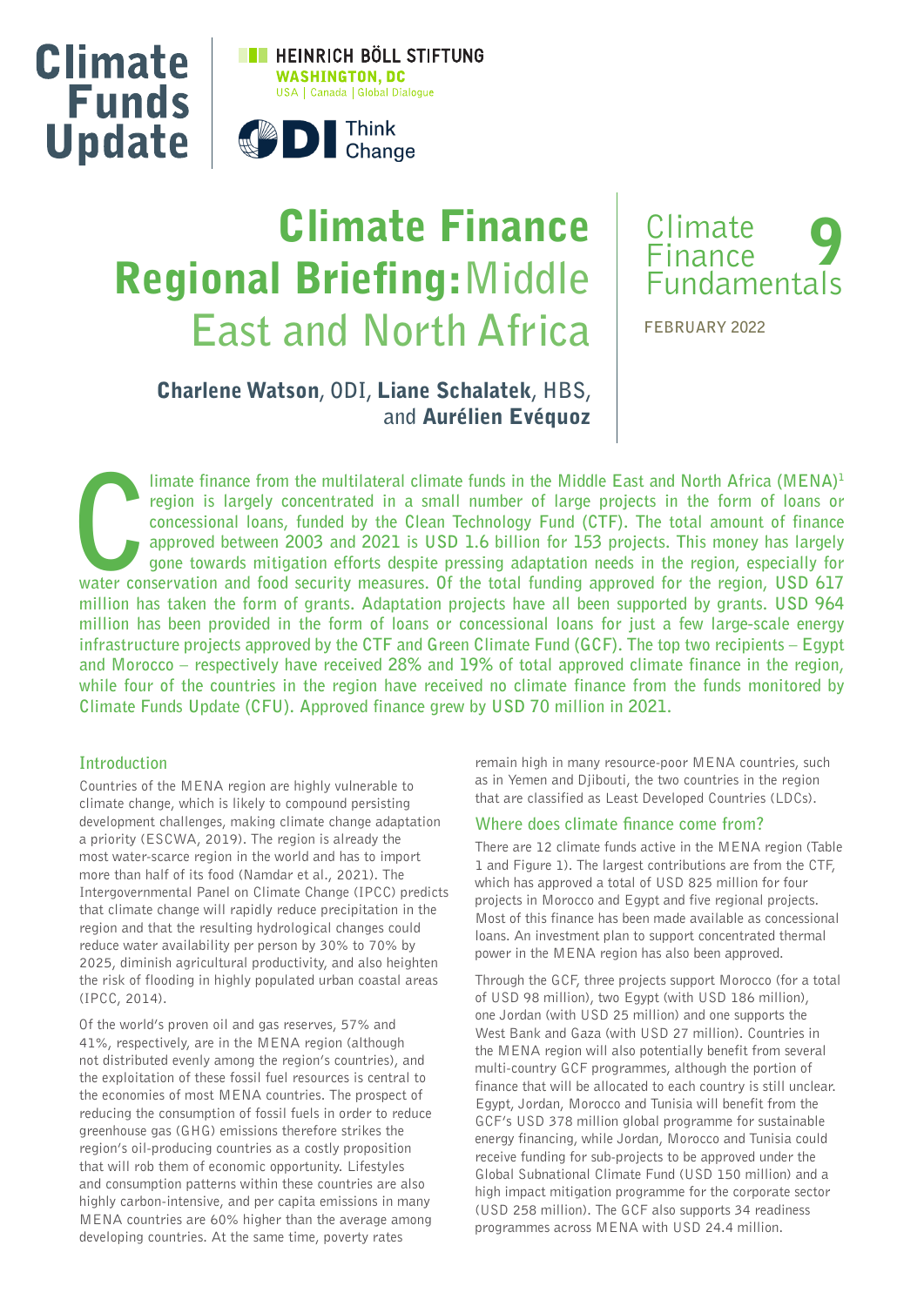Climate Funds Update

HEINRICH BÖLL STIFTUNG
WASHINGTON, DC
USA | Canada | Global Dialogue

ODI Think Change

# Climate Finance Regional Briefing: Middle East and North Africa

Climate Finance Fundamentals 9

FEBRUARY 2022

**Charlene Watson**, ODI, **Liane Schalatek**, HBS, and **Aurélien Evéquoz**

**Climate finance from the multilateral climate funds in the Middle East and North Africa (MENA)[1] region is largely concentrated in a small number of large projects in the form of loans or concessional loans, funded by the Clean Technology Fund (CTF). The total amount of finance approved between 2003 and 2021 is USD 1.6 billion for 153 projects. This money has largely gone towards mitigation efforts despite pressing adaptation needs in the region, especially for water conservation and food security measures. Of the total funding approved for the region, USD 617 million has taken the form of grants. Adaptation projects have all been supported by grants. USD 964 million has been provided in the form of loans or concessional loans for just a few large-scale energy infrastructure projects approved by the CTF and Green Climate Fund (GCF). The top two recipients – Egypt and Morocco – respectively have received 28% and 19% of total approved climate finance in the region, while four of the countries in the region have received no climate finance from the funds monitored by Climate Funds Update (CFU). Approved finance grew by USD 70 million in 2021.**

## Introduction

Countries of the MENA region are highly vulnerable to climate change, which is likely to compound persisting development challenges, making climate change adaptation a priority (ESCWA, 2019). The region is already the most water-scarce region in the world and has to import more than half of its food (Namdar et al., 2021). The Intergovernmental Panel on Climate Change (IPCC) predicts that climate change will rapidly reduce precipitation in the region and that the resulting hydrological changes could reduce water availability per person by 30% to 70% by 2025, diminish agricultural productivity, and also heighten the risk of flooding in highly populated urban coastal areas (IPCC, 2014).

Of the world's proven oil and gas reserves, 57% and 41%, respectively, are in the MENA region (although not distributed evenly among the region's countries), and the exploitation of these fossil fuel resources is central to the economies of most MENA countries. The prospect of reducing the consumption of fossil fuels in order to reduce greenhouse gas (GHG) emissions therefore strikes the region's oil-producing countries as a costly proposition that will rob them of economic opportunity. Lifestyles and consumption patterns within these countries are also highly carbon-intensive, and per capita emissions in many MENA countries are 60% higher than the average among developing countries. At the same time, poverty rates remain high in many resource-poor MENA countries, such as in Yemen and Djibouti, the two countries in the region that are classified as Least Developed Countries (LDCs).

## Where does climate finance come from?

There are 12 climate funds active in the MENA region (Table 1 and Figure 1). The largest contributions are from the CTF, which has approved a total of USD 825 million for four projects in Morocco and Egypt and five regional projects. Most of this finance has been made available as concessional loans. An investment plan to support concentrated thermal power in the MENA region has also been approved.

Through the GCF, three projects support Morocco (for a total of USD 98 million), two Egypt (with USD 186 million), one Jordan (with USD 25 million) and one supports the West Bank and Gaza (with USD 27 million). Countries in the MENA region will also potentially benefit from several multi-country GCF programmes, although the portion of finance that will be allocated to each country is still unclear. Egypt, Jordan, Morocco and Tunisia will benefit from the GCF's USD 378 million global programme for sustainable energy financing, while Jordan, Morocco and Tunisia could receive funding for sub-projects to be approved under the Global Subnational Climate Fund (USD 150 million) and a high impact mitigation programme for the corporate sector (USD 258 million). The GCF also supports 34 readiness programmes across MENA with USD 24.4 million.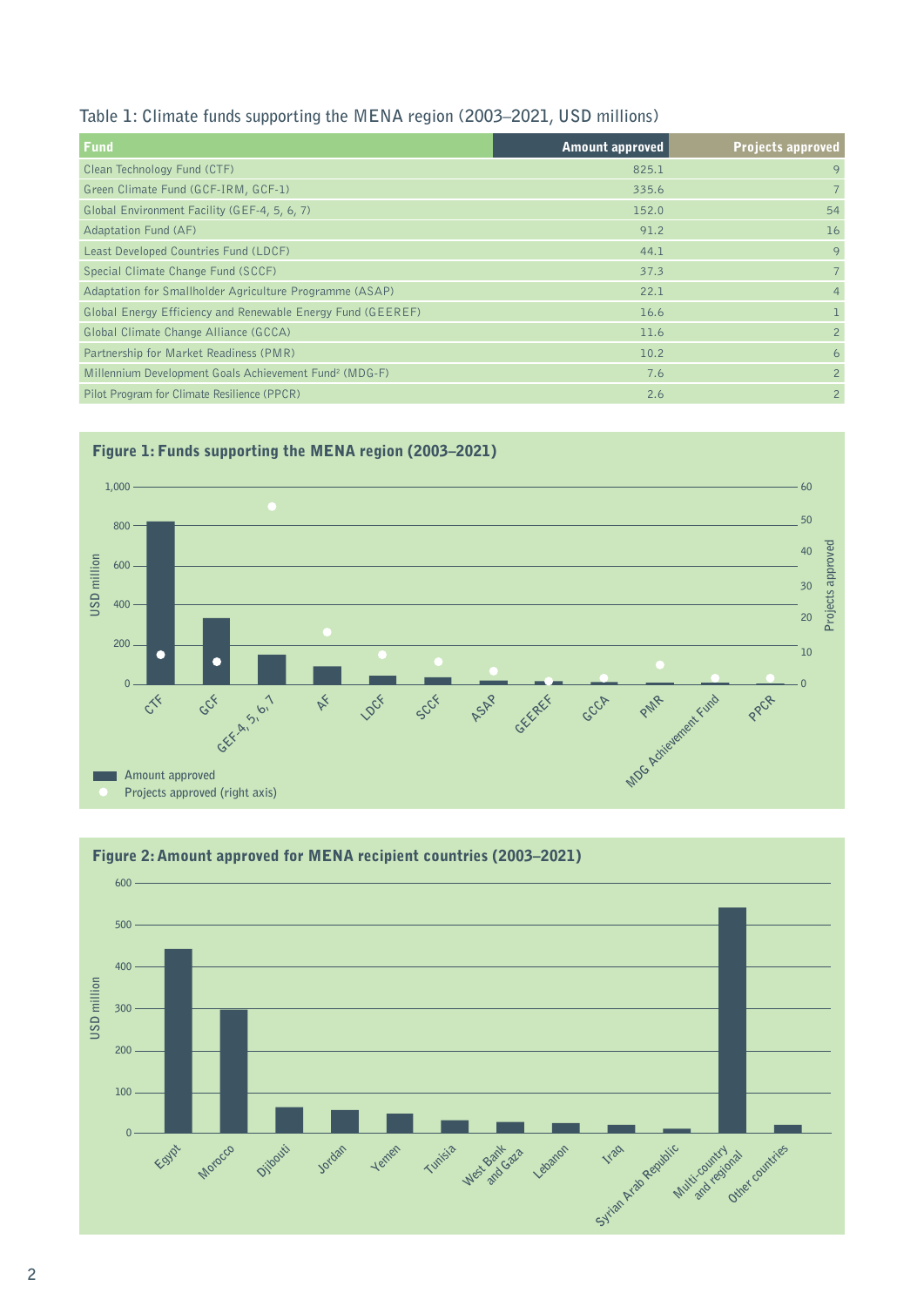Table 1: Climate funds supporting the MENA region (2003–2021, USD millions)

| Fund | Amount approved | Projects approved |
|---|---|---|
| Clean Technology Fund (CTF) | 825.1 | 9 |
| Green Climate Fund (GCF-IRM, GCF-1) | 335.6 | 7 |
| Global Environment Facility (GEF-4, 5, 6, 7) | 152.0 | 54 |
| Adaptation Fund (AF) | 91.2 | 16 |
| Least Developed Countries Fund (LDCF) | 44.1 | 9 |
| Special Climate Change Fund (SCCF) | 37.3 | 7 |
| Adaptation for Smallholder Agriculture Programme (ASAP) | 22.1 | 4 |
| Global Energy Efficiency and Renewable Energy Fund (GEEREF) | 16.6 | 1 |
| Global Climate Change Alliance (GCCA) | 11.6 | 2 |
| Partnership for Market Readiness (PMR) | 10.2 | 6 |
| Millennium Development Goals Achievement Fund[2] (MDG-F) | 7.6 | 2 |
| Pilot Program for Climate Resilience (PPCR) | 2.6 | 2 |

**Figure 1: Funds supporting the MENA region (2003–2021)**

**Figure 2: Amount approved for MENA recipient countries (2003–2021)**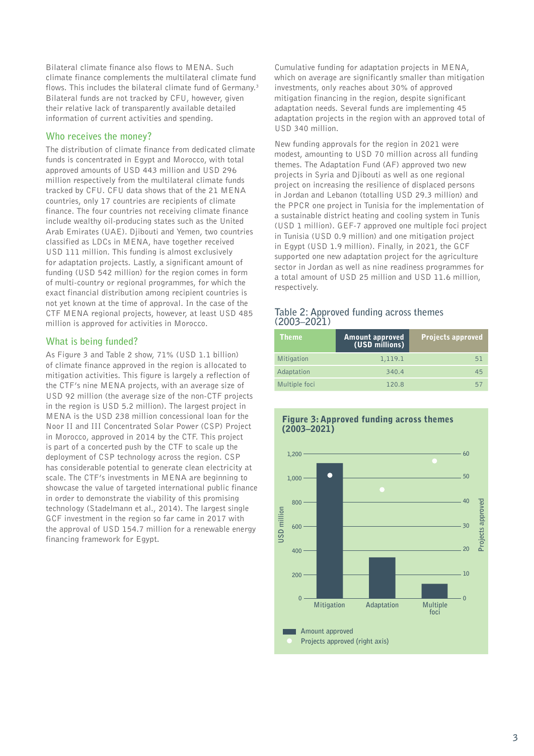Bilateral climate finance also flows to MENA. Such climate finance complements the multilateral climate fund flows. This includes the bilateral climate fund of Germany.[3] Bilateral funds are not tracked by CFU, however, given their relative lack of transparently available detailed information of current activities and spending.

## Who receives the money?

The distribution of climate finance from dedicated climate funds is concentrated in Egypt and Morocco, with total approved amounts of USD 443 million and USD 296 million respectively from the multilateral climate funds tracked by CFU. CFU data shows that of the 21 MENA countries, only 17 countries are recipients of climate finance. The four countries not receiving climate finance include wealthy oil-producing states such as the United Arab Emirates (UAE). Djibouti and Yemen, two countries classified as LDCs in MENA, have together received USD 111 million. This funding is almost exclusively for adaptation projects. Lastly, a significant amount of funding (USD 542 million) for the region comes in form of multi-country or regional programmes, for which the exact financial distribution among recipient countries is not yet known at the time of approval. In the case of the CTF MENA regional projects, however, at least USD 485 million is approved for activities in Morocco.

## What is being funded?

As Figure 3 and Table 2 show, 71% (USD 1.1 billion) of climate finance approved in the region is allocated to mitigation activities. This figure is largely a reflection of the CTF's nine MENA projects, with an average size of USD 92 million (the average size of the non-CTF projects in the region is USD 5.2 million). The largest project in MENA is the USD 238 million concessional loan for the Noor II and III Concentrated Solar Power (CSP) Project in Morocco, approved in 2014 by the CTF. This project is part of a concerted push by the CTF to scale up the deployment of CSP technology across the region. CSP has considerable potential to generate clean electricity at scale. The CTF's investments in MENA are beginning to showcase the value of targeted international public finance in order to demonstrate the viability of this promising technology (Stadelmann et al., 2014). The largest single GCF investment in the region so far came in 2017 with the approval of USD 154.7 million for a renewable energy financing framework for Egypt.

Cumulative funding for adaptation projects in MENA, which on average are significantly smaller than mitigation investments, only reaches about 30% of approved mitigation financing in the region, despite significant adaptation needs. Several funds are implementing 45 adaptation projects in the region with an approved total of USD 340 million.

New funding approvals for the region in 2021 were modest, amounting to USD 70 million across all funding themes. The Adaptation Fund (AF) approved two new projects in Syria and Djibouti as well as one regional project on increasing the resilience of displaced persons in Jordan and Lebanon (totalling USD 29.3 million) and the PPCR one project in Tunisia for the implementation of a sustainable district heating and cooling system in Tunis (USD 1 million). GEF-7 approved one multiple foci project in Tunisia (USD 0.9 million) and one mitigation project in Egypt (USD 1.9 million). Finally, in 2021, the GCF supported one new adaptation project for the agriculture sector in Jordan as well as nine readiness programmes for a total amount of USD 25 million and USD 11.6 million, respectively.

### Table 2: Approved funding across themes (2003–2021)

| Theme | Amount approved (USD millions) | Projects approved |
|---|---|---|
| Mitigation | 1,119.1 | 51 |
| Adaptation | 340.4 | 45 |
| Multiple foci | 120.8 | 57 |

### Figure 3: Approved funding across themes (2003–2021)

Amount approved / Projects approved (right axis)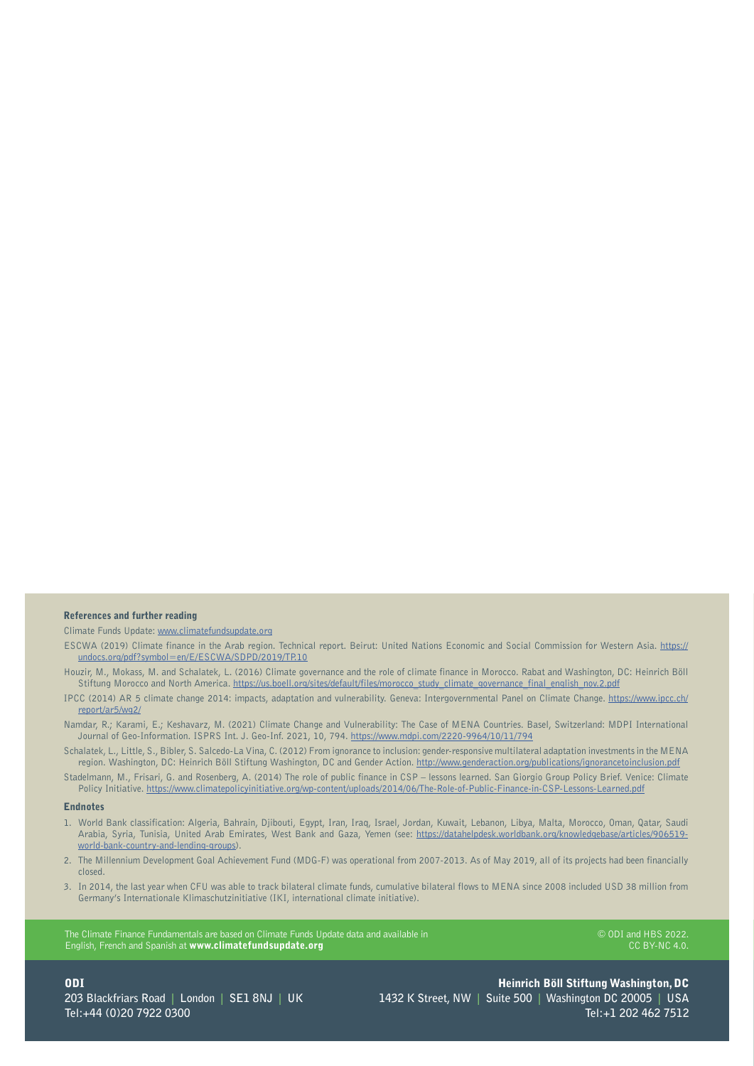### References and further reading

Climate Funds Update: www.climatefundsupdate.org

ESCWA (2019) Climate finance in the Arab region. Technical report. Beirut: United Nations Economic and Social Commission for Western Asia. https://undocs.org/pdf?symbol=en/E/ESCWA/SDPD/2019/TP.10

Houzir, M., Mokass, M. and Schalatek, L. (2016) Climate governance and the role of climate finance in Morocco. Rabat and Washington, DC: Heinrich Böll Stiftung Morocco and North America. https://us.boell.org/sites/default/files/morocco_study_climate_governance_final_english_nov.2.pdf

IPCC (2014) AR 5 climate change 2014: impacts, adaptation and vulnerability. Geneva: Intergovernmental Panel on Climate Change. https://www.ipcc.ch/report/ar5/wg2/

Namdar, R.; Karami, E.; Keshavarz, M. (2021) Climate Change and Vulnerability: The Case of MENA Countries. Basel, Switzerland: MDPI International Journal of Geo-Information. ISPRS Int. J. Geo-Inf. 2021, 10, 794. https://www.mdpi.com/2220-9964/10/11/794

Schalatek, L., Little, S., Bibler, S. Salcedo-La Vina, C. (2012) From ignorance to inclusion: gender-responsive multilateral adaptation investments in the MENA region. Washington, DC: Heinrich Böll Stiftung Washington, DC and Gender Action. http://www.genderaction.org/publications/ignorancetoinclusion.pdf

Stadelmann, M., Frisari, G. and Rosenberg, A. (2014) The role of public finance in CSP – lessons learned. San Giorgio Group Policy Brief. Venice: Climate Policy Initiative. https://www.climatepolicyinitiative.org/wp-content/uploads/2014/06/The-Role-of-Public-Finance-in-CSP-Lessons-Learned.pdf

### Endnotes

1. World Bank classification: Algeria, Bahrain, Djibouti, Egypt, Iran, Iraq, Israel, Jordan, Kuwait, Lebanon, Libya, Malta, Morocco, Oman, Qatar, Saudi Arabia, Syria, Tunisia, United Arab Emirates, West Bank and Gaza, Yemen (see: https://datahelpdesk.worldbank.org/knowledgebase/articles/906519-world-bank-country-and-lending-groups).
2. The Millennium Development Goal Achievement Fund (MDG-F) was operational from 2007-2013. As of May 2019, all of its projects had been financially closed.
3. In 2014, the last year when CFU was able to track bilateral climate funds, cumulative bilateral flows to MENA since 2008 included USD 38 million from Germany's Internationale Klimaschutzinitiative (IKI, international climate initiative).

The Climate Finance Fundamentals are based on Climate Funds Update data and available in English, French and Spanish at **www.climatefundsupdate.org**

© ODI and HBS 2022. CC BY-NC 4.0.

**ODI**
203 Blackfriars Road | London | SE1 8NJ | UK
Tel:+44 (0)20 7922 0300

**Heinrich Böll Stiftung Washington, DC**
1432 K Street, NW | Suite 500 | Washington DC 20005 | USA
Tel:+1 202 462 7512